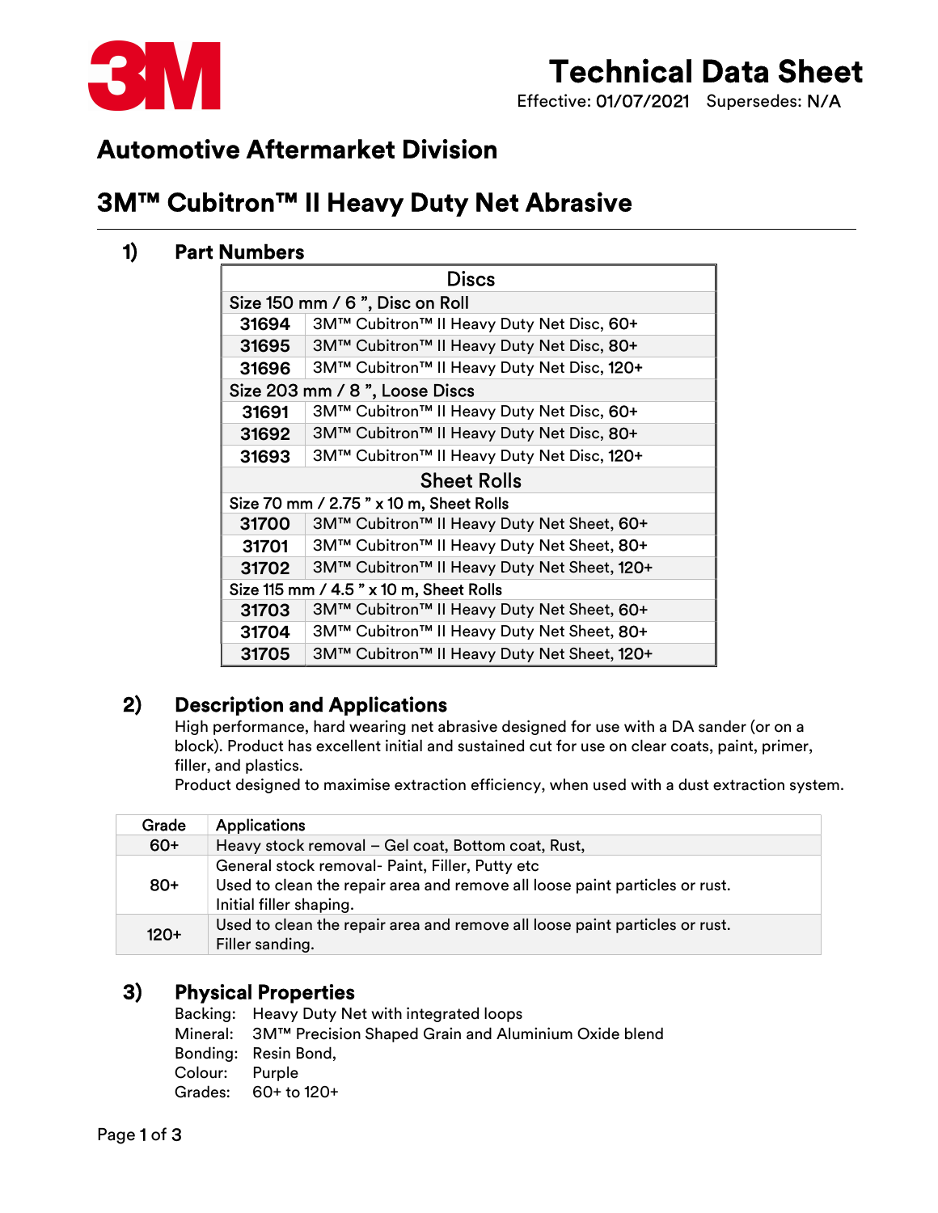# Technical Data Sheet

Effective: 01/07/2021 Supersedes: N/A

## Automotive Aftermarket Division

# 3M™ Cubitron™ II Heavy Duty Net Abrasive

### 1) Part Numbers

| Discs | |
|---|---|
| **Size 150 mm / 6 ", Disc on Roll** | |
| **31694** | 3M™ Cubitron™ II Heavy Duty Net Disc, 60+ |
| **31695** | 3M™ Cubitron™ II Heavy Duty Net Disc, 80+ |
| **31696** | 3M™ Cubitron™ II Heavy Duty Net Disc, 120+ |
| **Size 203 mm / 8 ", Loose Discs** | |
| **31691** | 3M™ Cubitron™ II Heavy Duty Net Disc, 60+ |
| **31692** | 3M™ Cubitron™ II Heavy Duty Net Disc, 80+ |
| **31693** | 3M™ Cubitron™ II Heavy Duty Net Disc, 120+ |
| **Sheet Rolls** | |
| **Size 70 mm / 2.75 " x 10 m, Sheet Rolls** | |
| **31700** | 3M™ Cubitron™ II Heavy Duty Net Sheet, 60+ |
| **31701** | 3M™ Cubitron™ II Heavy Duty Net Sheet, 80+ |
| **31702** | 3M™ Cubitron™ II Heavy Duty Net Sheet, 120+ |
| **Size 115 mm / 4.5 " x 10 m, Sheet Rolls** | |
| **31703** | 3M™ Cubitron™ II Heavy Duty Net Sheet, 60+ |
| **31704** | 3M™ Cubitron™ II Heavy Duty Net Sheet, 80+ |
| **31705** | 3M™ Cubitron™ II Heavy Duty Net Sheet, 120+ |

### 2) Description and Applications

High performance, hard wearing net abrasive designed for use with a DA sander (or on a block). Product has excellent initial and sustained cut for use on clear coats, paint, primer, filler, and plastics.

Product designed to maximise extraction efficiency, when used with a dust extraction system.

| Grade | Applications |
|---|---|
| 60+ | Heavy stock removal – Gel coat, Bottom coat, Rust, |
| 80+ | General stock removal- Paint, Filler, Putty etc<br>Used to clean the repair area and remove all loose paint particles or rust.<br>Initial filler shaping. |
| 120+ | Used to clean the repair area and remove all loose paint particles or rust.<br>Filler sanding. |

### 3) Physical Properties

Backing: Heavy Duty Net with integrated loops
Mineral: 3M™ Precision Shaped Grain and Aluminium Oxide blend
Bonding: Resin Bond,
Colour: Purple
Grades: 60+ to 120+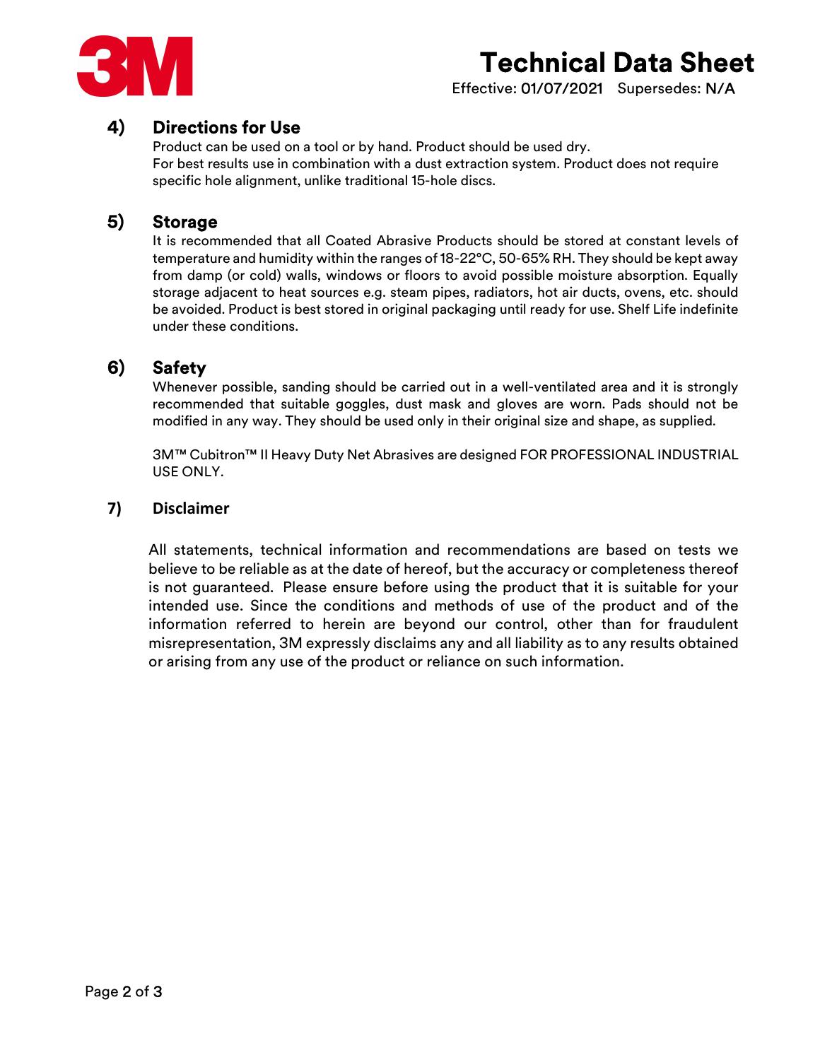## 4) Directions for Use

Product can be used on a tool or by hand. Product should be used dry.
For best results use in combination with a dust extraction system. Product does not require specific hole alignment, unlike traditional 15-hole discs.

## 5) Storage

It is recommended that all Coated Abrasive Products should be stored at constant levels of temperature and humidity within the ranges of 18-22°C, 50-65% RH. They should be kept away from damp (or cold) walls, windows or floors to avoid possible moisture absorption. Equally storage adjacent to heat sources e.g. steam pipes, radiators, hot air ducts, ovens, etc. should be avoided. Product is best stored in original packaging until ready for use. Shelf Life indefinite under these conditions.

## 6) Safety

Whenever possible, sanding should be carried out in a well-ventilated area and it is strongly recommended that suitable goggles, dust mask and gloves are worn. Pads should not be modified in any way. They should be used only in their original size and shape, as supplied.

3M™ Cubitron™ II Heavy Duty Net Abrasives are designed FOR PROFESSIONAL INDUSTRIAL USE ONLY.

## 7) Disclaimer

All statements, technical information and recommendations are based on tests we believe to be reliable as at the date of hereof, but the accuracy or completeness thereof is not guaranteed. Please ensure before using the product that it is suitable for your intended use. Since the conditions and methods of use of the product and of the information referred to herein are beyond our control, other than for fraudulent misrepresentation, 3M expressly disclaims any and all liability as to any results obtained or arising from any use of the product or reliance on such information.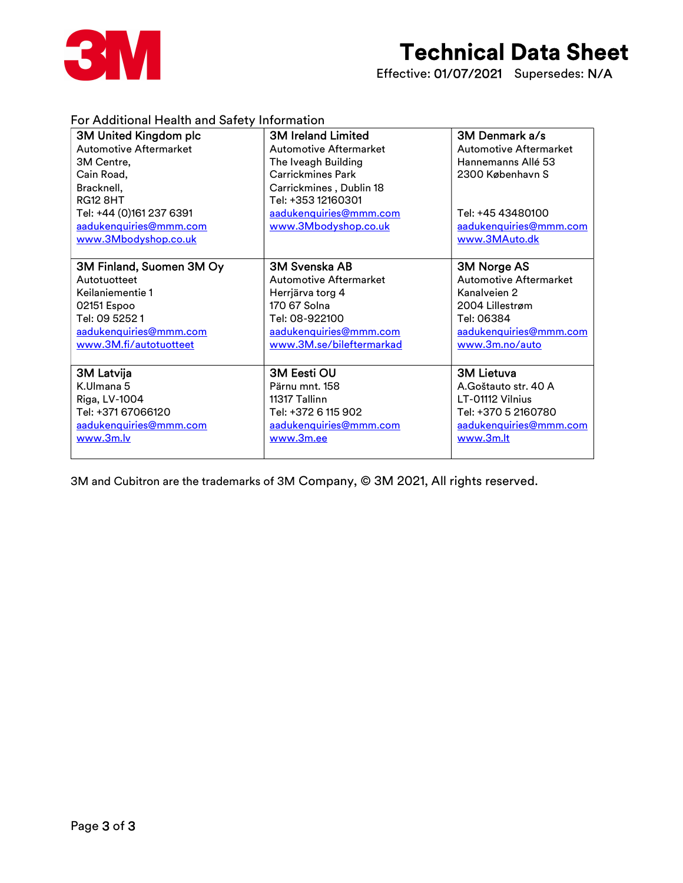# Technical Data Sheet

Effective: 01/07/2021 Supersedes: N/A

For Additional Health and Safety Information

| | | |
|---|---|---|
| **3M United Kingdom plc**<br>Automotive Aftermarket<br>3M Centre,<br>Cain Road,<br>Bracknell,<br>RG12 8HT<br>Tel: +44 (0)161 237 6391<br>aadukenquiries@mmm.com<br>www.3Mbodyshop.co.uk | **3M Ireland Limited**<br>Automotive Aftermarket<br>The Iveagh Building<br>Carrickmines Park<br>Carrickmines , Dublin 18<br>Tel: +353 12160301<br>aadukenquiries@mmm.com<br>www.3Mbodyshop.co.uk | **3M Denmark a/s**<br>Automotive Aftermarket<br>Hannemanns Allé 53<br>2300 København S<br><br>Tel: +45 43480100<br>aadukenquiries@mmm.com<br>www.3MAuto.dk |
| **3M Finland, Suomen 3M Oy**<br>Autotuotteet<br>Keilaniementie 1<br>02151 Espoo<br>Tel: 09 5252 1<br>aadukenquiries@mmm.com<br>www.3M.fi/autotuotteet | **3M Svenska AB**<br>Automotive Aftermarket<br>Herrjärva torg 4<br>170 67 Solna<br>Tel: 08-922100<br>aadukenquiries@mmm.com<br>www.3M.se/bileftermarkad | **3M Norge AS**<br>Automotive Aftermarket<br>Kanalveien 2<br>2004 Lillestrøm<br>Tel: 06384<br>aadukenquiries@mmm.com<br>www.3m.no/auto |
| **3M Latvija**<br>K.Ulmana 5<br>Riga, LV-1004<br>Tel: +371 67066120<br>aadukenquiries@mmm.com<br>www.3m.lv | **3M Eesti OU**<br>Pärnu mnt. 158<br>11317 Tallinn<br>Tel: +372 6 115 902<br>aadukenquiries@mmm.com<br>www.3m.ee | **3M Lietuva**<br>A.Goštauto str. 40 A<br>LT-01112 Vilnius<br>Tel: +370 5 2160780<br>aadukenquiries@mmm.com<br>www.3m.lt |

3M and Cubitron are the trademarks of 3M Company, © 3M 2021, All rights reserved.